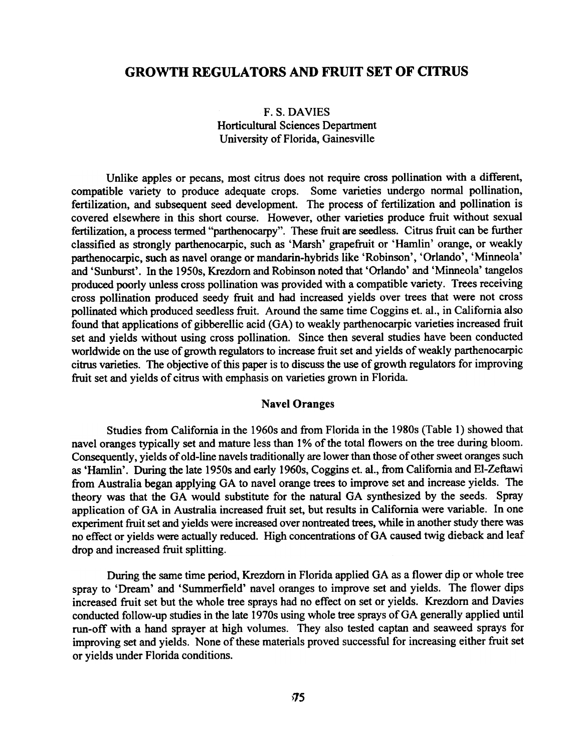# GROWTH REGULATORS AND FRUIT SET OF CITRUS

F. S. DAVIES
Horticultural Sciences Department
University of Florida, Gainesville

Unlike apples or pecans, most citrus does not require cross pollination with a different, compatible variety to produce adequate crops. Some varieties undergo normal pollination, fertilization, and subsequent seed development. The process of fertilization and pollination is covered elsewhere in this short course. However, other varieties produce fruit without sexual fertilization, a process termed "parthenocarpy". These fruit are seedless. Citrus fruit can be further classified as strongly parthenocarpic, such as 'Marsh' grapefruit or 'Hamlin' orange, or weakly parthenocarpic, such as navel orange or mandarin-hybrids like 'Robinson', 'Orlando', 'Minneola' and 'Sunburst'. In the 1950s, Krezdorn and Robinson noted that 'Orlando' and 'Minneola' tangelos produced poorly unless cross pollination was provided with a compatible variety. Trees receiving cross pollination produced seedy fruit and had increased yields over trees that were not cross pollinated which produced seedless fruit. Around the same time Coggins et. al., in California also found that applications of gibberellic acid (GA) to weakly parthenocarpic varieties increased fruit set and yields without using cross pollination. Since then several studies have been conducted worldwide on the use of growth regulators to increase fruit set and yields of weakly parthenocarpic citrus varieties. The objective of this paper is to discuss the use of growth regulators for improving fruit set and yields of citrus with emphasis on varieties grown in Florida.

## Navel Oranges

Studies from California in the 1960s and from Florida in the 1980s (Table 1) showed that navel oranges typically set and mature less than 1% of the total flowers on the tree during bloom. Consequently, yields of old-line navels traditionally are lower than those of other sweet oranges such as 'Hamlin'. During the late 1950s and early 1960s, Coggins et. al., from California and El-Zeftawi from Australia began applying GA to navel orange trees to improve set and increase yields. The theory was that the GA would substitute for the natural GA synthesized by the seeds. Spray application of GA in Australia increased fruit set, but results in California were variable. In one experiment fruit set and yields were increased over nontreated trees, while in another study there was no effect or yields were actually reduced. High concentrations of GA caused twig dieback and leaf drop and increased fruit splitting.

During the same time period, Krezdorn in Florida applied GA as a flower dip or whole tree spray to 'Dream' and 'Summerfield' navel oranges to improve set and yields. The flower dips increased fruit set but the whole tree sprays had no effect on set or yields. Krezdorn and Davies conducted follow-up studies in the late 1970s using whole tree sprays of GA generally applied until run-off with a hand sprayer at high volumes. They also tested captan and seaweed sprays for improving set and yields. None of these materials proved successful for increasing either fruit set or yields under Florida conditions.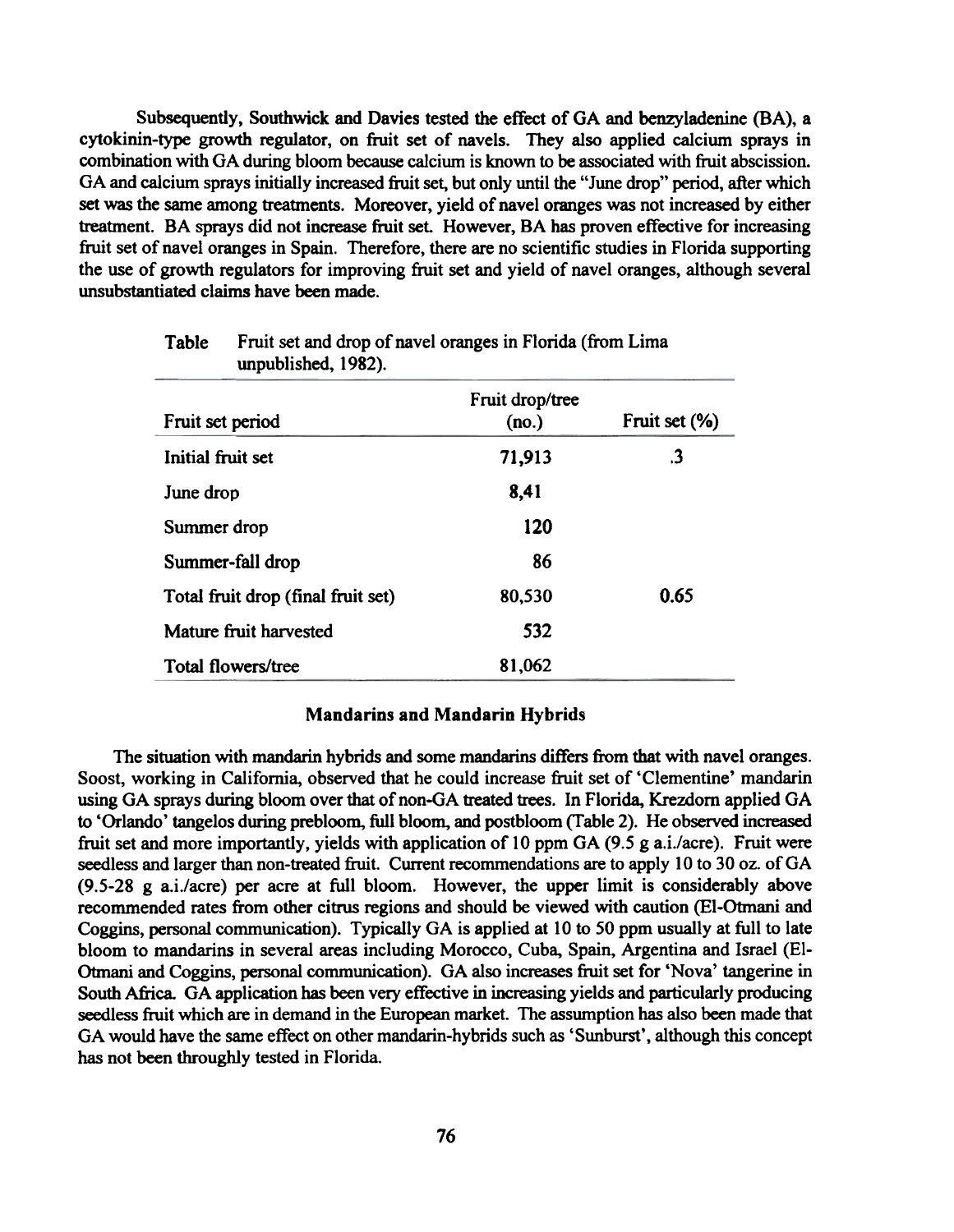Subsequently, Southwick and Davies tested the effect of GA and benzyladenine (BA), a cytokinin-type growth regulator, on fruit set of navels. They also applied calcium sprays in combination with GA during bloom because calcium is known to be associated with fruit abscission. GA and calcium sprays initially increased fruit set, but only until the "June drop" period, after which set was the same among treatments. Moreover, yield of navel oranges was not increased by either treatment. BA sprays did not increase fruit set. However, BA has proven effective for increasing fruit set of navel oranges in Spain. Therefore, there are no scientific studies in Florida supporting the use of growth regulators for improving fruit set and yield of navel oranges, although several unsubstantiated claims have been made.

Table Fruit set and drop of navel oranges in Florida (from Lima unpublished, 1982).

| Fruit set period | Fruit drop/tree (no.) | Fruit set (%) |
|---|---|---|
| Initial fruit set | 71,913 | .3 |
| June drop | 8,41 | |
| Summer drop | 120 | |
| Summer-fall drop | 86 | |
| Total fruit drop (final fruit set) | 80,530 | 0.65 |
| Mature fruit harvested | 532 | |
| Total flowers/tree | 81,062 | |

### Mandarins and Mandarin Hybrids

The situation with mandarin hybrids and some mandarins differs from that with navel oranges. Soost, working in California, observed that he could increase fruit set of 'Clementine' mandarin using GA sprays during bloom over that of non-GA treated trees. In Florida, Krezdorn applied GA to 'Orlando' tangelos during prebloom, full bloom, and postbloom (Table 2). He observed increased fruit set and more importantly, yields with application of 10 ppm GA (9.5 g a.i./acre). Fruit were seedless and larger than non-treated fruit. Current recommendations are to apply 10 to 30 oz. of GA (9.5-28 g a.i./acre) per acre at full bloom. However, the upper limit is considerably above recommended rates from other citrus regions and should be viewed with caution (El-Otmani and Coggins, personal communication). Typically GA is applied at 10 to 50 ppm usually at full to late bloom to mandarins in several areas including Morocco, Cuba, Spain, Argentina and Israel (El-Otmani and Coggins, personal communication). GA also increases fruit set for 'Nova' tangerine in South Africa. GA application has been very effective in increasing yields and particularly producing seedless fruit which are in demand in the European market. The assumption has also been made that GA would have the same effect on other mandarin-hybrids such as 'Sunburst', although this concept has not been throughly tested in Florida.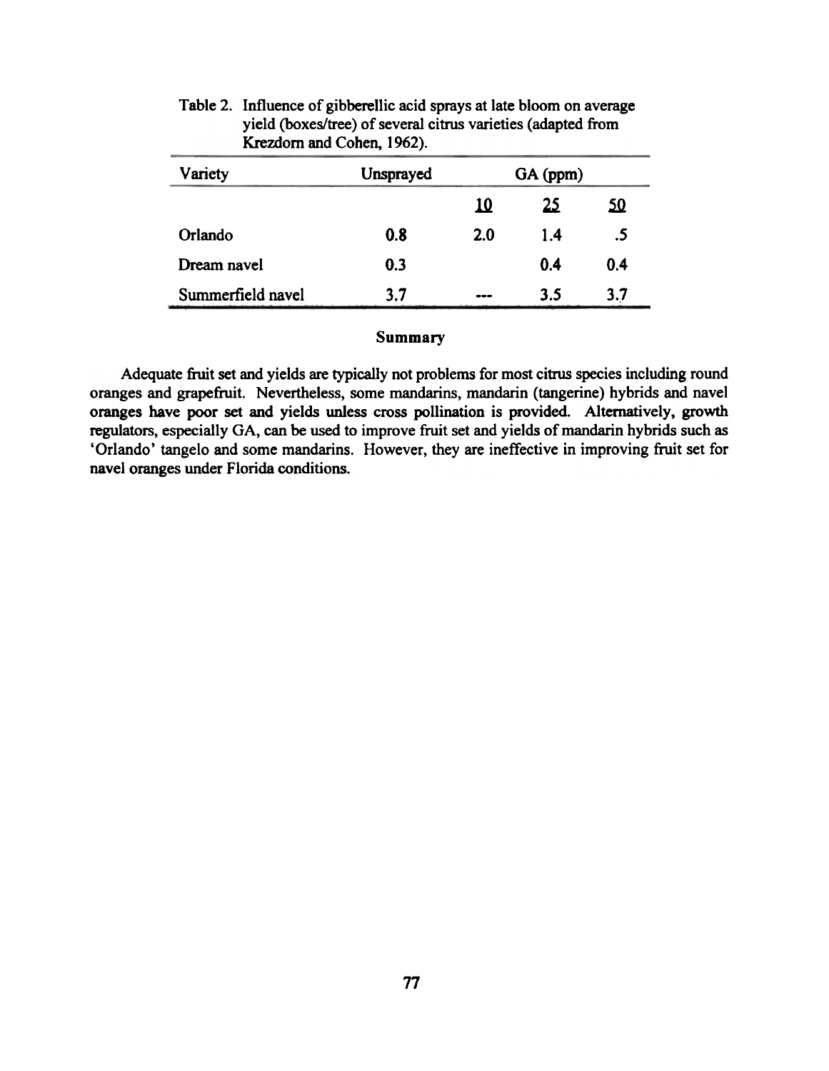Table 2. Influence of gibberellic acid sprays at late bloom on average yield (boxes/tree) of several citrus varieties (adapted from Krezdorn and Cohen, 1962).

| Variety | Unsprayed | GA (ppm) | | |
|---|---|---|---|---|
| | | 10 | 25 | 50 |
| Orlando | 0.8 | 2.0 | 1.4 | .5 |
| Dream navel | 0.3 | | 0.4 | 0.4 |
| Summerfield navel | 3.7 | --- | 3.5 | 3.7 |

### Summary

Adequate fruit set and yields are typically not problems for most citrus species including round oranges and grapefruit. Nevertheless, some mandarins, mandarin (tangerine) hybrids and navel oranges have poor set and yields unless cross pollination is provided. Alternatively, growth regulators, especially GA, can be used to improve fruit set and yields of mandarin hybrids such as 'Orlando' tangelo and some mandarins. However, they are ineffective in improving fruit set for navel oranges under Florida conditions.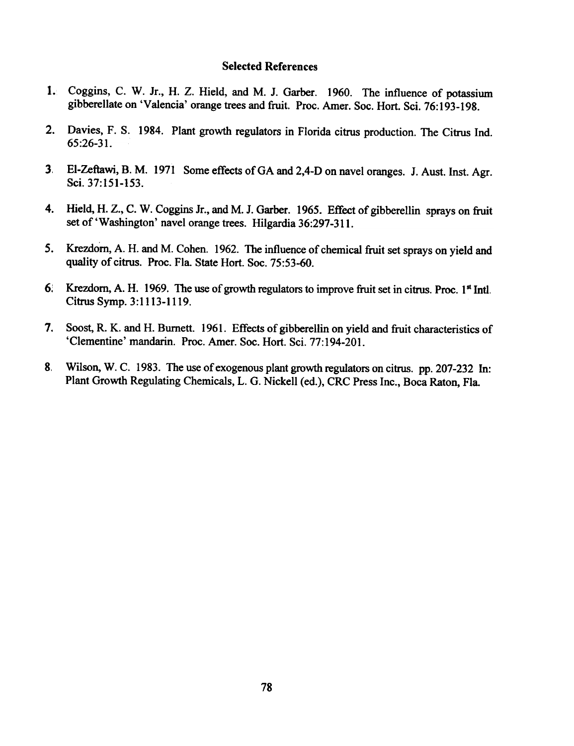## Selected References

1. Coggins, C. W. Jr., H. Z. Hield, and M. J. Garber. 1960. The influence of potassium gibberellate on 'Valencia' orange trees and fruit. Proc. Amer. Soc. Hort. Sci. 76:193-198.

2. Davies, F. S. 1984. Plant growth regulators in Florida citrus production. The Citrus Ind. 65:26-31.

3. El-Zeftawi, B. M. 1971 Some effects of GA and 2,4-D on navel oranges. J. Aust. Inst. Agr. Sci. 37:151-153.

4. Hield, H. Z., C. W. Coggins Jr., and M. J. Garber. 1965. Effect of gibberellin sprays on fruit set of 'Washington' navel orange trees. Hilgardia 36:297-311.

5. Krezdorn, A. H. and M. Cohen. 1962. The influence of chemical fruit set sprays on yield and quality of citrus. Proc. Fla. State Hort. Soc. 75:53-60.

6. Krezdorn, A. H. 1969. The use of growth regulators to improve fruit set in citrus. Proc. 1st Intl. Citrus Symp. 3:1113-1119.

7. Soost, R. K. and H. Burnett. 1961. Effects of gibberellin on yield and fruit characteristics of 'Clementine' mandarin. Proc. Amer. Soc. Hort. Sci. 77:194-201.

8. Wilson, W. C. 1983. The use of exogenous plant growth regulators on citrus. pp. 207-232 In: Plant Growth Regulating Chemicals, L. G. Nickell (ed.), CRC Press Inc., Boca Raton, Fla.